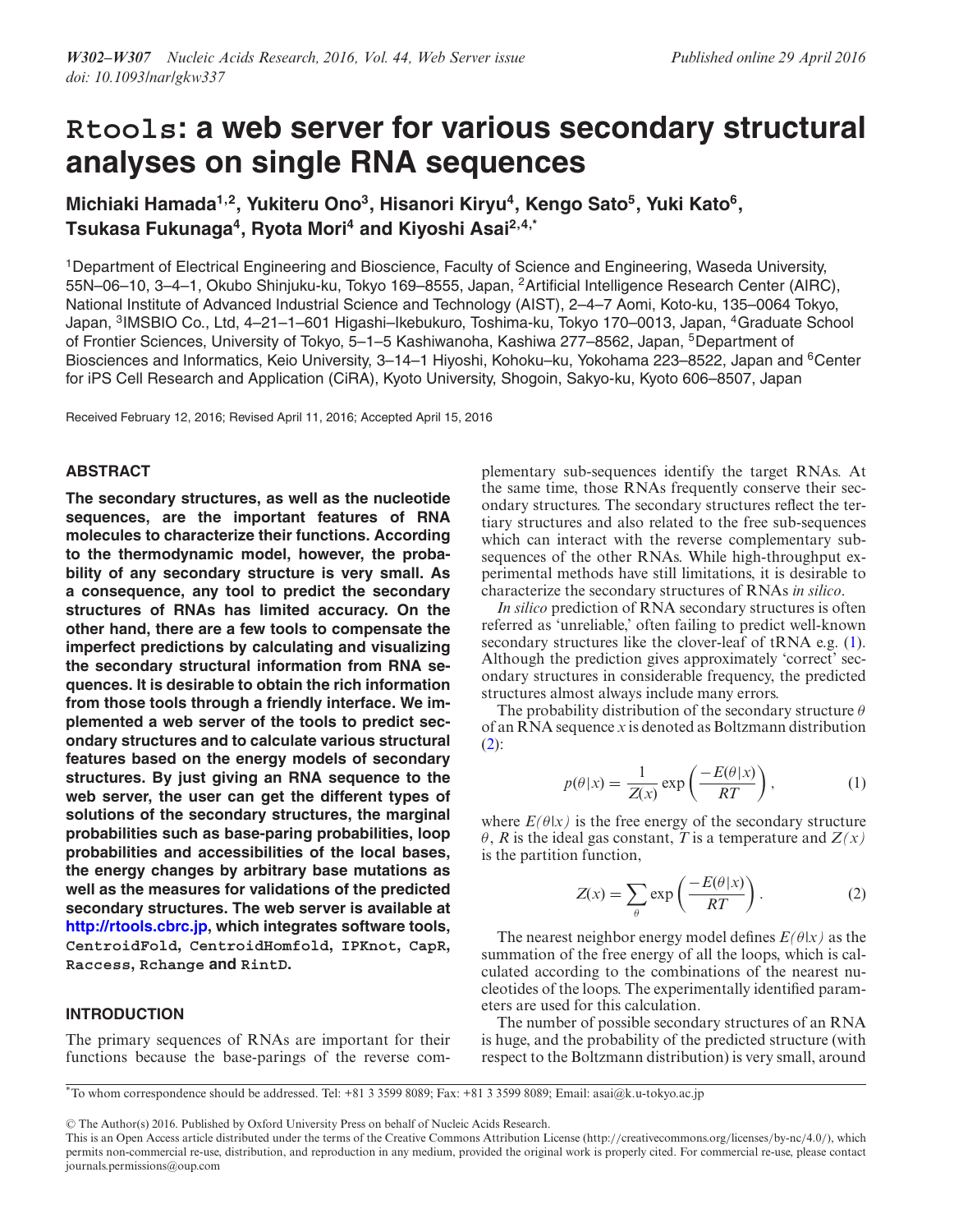# Rtools: a web server for various secondary structural analyses on single RNA sequences

**Michiaki Hamada[1,2], Yukiteru Ono[3], Hisanori Kiryu[4], Kengo Sato[5], Yuki Kato[6], Tsukasa Fukunaga[4], Ryota Mori[4] and Kiyoshi Asai[2,4,*]**

[1]Department of Electrical Engineering and Bioscience, Faculty of Science and Engineering, Waseda University, 55N–06–10, 3–4–1, Okubo Shinjuku-ku, Tokyo 169–8555, Japan, [2]Artificial Intelligence Research Center (AIRC), National Institute of Advanced Industrial Science and Technology (AIST), 2–4–7 Aomi, Koto-ku, 135–0064 Tokyo, Japan, [3]IMSBIO Co., Ltd, 4–21–1–601 Higashi–Ikebukuro, Toshima-ku, Tokyo 170–0013, Japan, [4]Graduate School of Frontier Sciences, University of Tokyo, 5–1–5 Kashiwanoha, Kashiwa 277–8562, Japan, [5]Department of Biosciences and Informatics, Keio University, 3–14–1 Hiyoshi, Kohoku–ku, Yokohama 223–8522, Japan and [6]Center for iPS Cell Research and Application (CiRA), Kyoto University, Shogoin, Sakyo-ku, Kyoto 606–8507, Japan

Received February 12, 2016; Revised April 11, 2016; Accepted April 15, 2016

## ABSTRACT

**The secondary structures, as well as the nucleotide sequences, are the important features of RNA molecules to characterize their functions. According to the thermodynamic model, however, the probability of any secondary structure is very small. As a consequence, any tool to predict the secondary structures of RNAs has limited accuracy. On the other hand, there are a few tools to compensate the imperfect predictions by calculating and visualizing the secondary structural information from RNA sequences. It is desirable to obtain the rich information from those tools through a friendly interface. We implemented a web server of the tools to predict secondary structures and to calculate various structural features based on the energy models of secondary structures. By just giving an RNA sequence to the web server, the user can get the different types of solutions of the secondary structures, the marginal probabilities such as base-paring probabilities, loop probabilities and accessibilities of the local bases, the energy changes by arbitrary base mutations as well as the measures for validations of the predicted secondary structures. The web server is available at http://rtools.cbrc.jp, which integrates software tools, CentroidFold, CentroidHomfold, IPKnot, CapR, Raccess, Rchange and RintD.**

## INTRODUCTION

The primary sequences of RNAs are important for their functions because the base-parings of the reverse complementary sub-sequences identify the target RNAs. At the same time, those RNAs frequently conserve their secondary structures. The secondary structures reflect the tertiary structures and also related to the free sub-sequences which can interact with the reverse complementary sub-sequences of the other RNAs. While high-throughput experimental methods have still limitations, it is desirable to characterize the secondary structures of RNAs *in silico*.

*In silico* prediction of RNA secondary structures is often referred as 'unreliable,' often failing to predict well-known secondary structures like the clover-leaf of tRNA e.g. (1). Although the prediction gives approximately 'correct' secondary structures in considerable frequency, the predicted structures almost always include many errors.

The probability distribution of the secondary structure $\theta$ of an RNA sequence $x$ is denoted as Boltzmann distribution (2):

$$p(\theta|x) = \frac{1}{Z(x)} \exp\left(\frac{-E(\theta|x)}{RT}\right), \tag{1}$$

where $E(\theta|x)$ is the free energy of the secondary structure $\theta$, $R$ is the ideal gas constant, $T$ is a temperature and $Z(x)$ is the partition function,

$$Z(x) = \sum_{\theta} \exp\left(\frac{-E(\theta|x)}{RT}\right). \tag{2}$$

The nearest neighbor energy model defines $E(\theta|x)$ as the summation of the free energy of all the loops, which is calculated according to the combinations of the nearest nucleotides of the loops. The experimentally identified parameters are used for this calculation.

The number of possible secondary structures of an RNA is huge, and the probability of the predicted structure (with respect to the Boltzmann distribution) is very small, around

*To whom correspondence should be addressed. Tel: +81 3 3599 8089; Fax: +81 3 3599 8089; Email: asai@k.u-tokyo.ac.jp

© The Author(s) 2016. Published by Oxford University Press on behalf of Nucleic Acids Research.
This is an Open Access article distributed under the terms of the Creative Commons Attribution License (http://creativecommons.org/licenses/by-nc/4.0/), which permits non-commercial re-use, distribution, and reproduction in any medium, provided the original work is properly cited. For commercial re-use, please contact journals.permissions@oup.com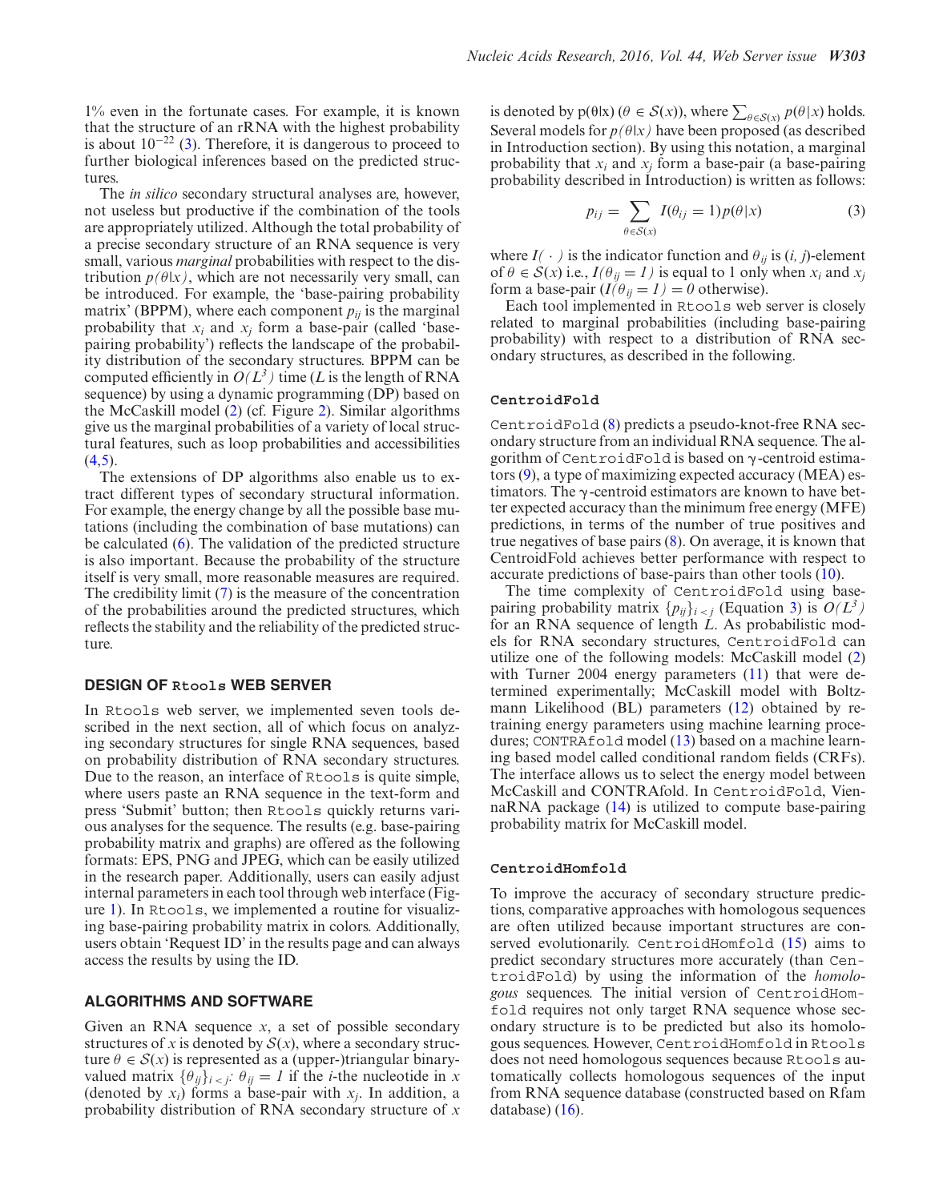1% even in the fortunate cases. For example, it is known that the structure of an rRNA with the highest probability is about $10^{-22}$ (3). Therefore, it is dangerous to proceed to further biological inferences based on the predicted structures.

The *in silico* secondary structural analyses are, however, not useless but productive if the combination of the tools are appropriately utilized. Although the total probability of a precise secondary structure of an RNA sequence is very small, various *marginal* probabilities with respect to the distribution $p(\theta|x)$, which are not necessarily very small, can be introduced. For example, the 'base-pairing probability matrix' (BPPM), where each component $p_{ij}$ is the marginal probability that $x_i$ and $x_j$ form a base-pair (called 'base-pairing probability') reflects the landscape of the probability distribution of the secondary structures. BPPM can be computed efficiently in $O(L^3)$ time ($L$ is the length of RNA sequence) by using a dynamic programming (DP) based on the McCaskill model (2) (cf. Figure 2). Similar algorithms give us the marginal probabilities of a variety of local structural features, such as loop probabilities and accessibilities (4,5).

The extensions of DP algorithms also enable us to extract different types of secondary structural information. For example, the energy change by all the possible base mutations (including the combination of base mutations) can be calculated (6). The validation of the predicted structure is also important. Because the probability of the structure itself is very small, more reasonable measures are required. The credibility limit (7) is the measure of the concentration of the probabilities around the predicted structures, which reflects the stability and the reliability of the predicted structure.

## DESIGN OF Rtools WEB SERVER

In Rtools web server, we implemented seven tools described in the next section, all of which focus on analyzing secondary structures for single RNA sequences, based on probability distribution of RNA secondary structures. Due to the reason, an interface of Rtools is quite simple, where users paste an RNA sequence in the text-form and press 'Submit' button; then Rtools quickly returns various analyses for the sequence. The results (e.g. base-pairing probability matrix and graphs) are offered as the following formats: EPS, PNG and JPEG, which can be easily utilized in the research paper. Additionally, users can easily adjust internal parameters in each tool through web interface (Figure 1). In Rtools, we implemented a routine for visualizing base-pairing probability matrix in colors. Additionally, users obtain 'Request ID' in the results page and can always access the results by using the ID.

## ALGORITHMS AND SOFTWARE

Given an RNA sequence $x$, a set of possible secondary structures of $x$ is denoted by $\mathcal{S}(x)$, where a secondary structure $\theta \in \mathcal{S}(x)$ is represented as a (upper-)triangular binary-valued matrix $\{\theta_{ij}\}_{i<j}$: $\theta_{ij} = 1$ if the $i$-the nucleotide in $x$ (denoted by $x_i$) forms a base-pair with $x_j$. In addition, a probability distribution of RNA secondary structure of $x$ is denoted by $p(\theta|x)$ ($\theta \in \mathcal{S}(x)$), where $\sum_{\theta \in \mathcal{S}(x)} p(\theta|x)$ holds. Several models for $p(\theta|x)$ have been proposed (as described in Introduction section). By using this notation, a marginal probability that $x_i$ and $x_j$ form a base-pair (a base-pairing probability described in Introduction) is written as follows:

$$p_{ij} = \sum_{\theta \in \mathcal{S}(x)} I(\theta_{ij} = 1) p(\theta|x) \tag{3}$$

where $I(\cdot)$ is the indicator function and $\theta_{ij}$ is $(i, j)$-element of $\theta \in \mathcal{S}(x)$ i.e., $I(\theta_{ij} = 1)$ is equal to 1 only when $x_i$ and $x_j$ form a base-pair ($I(\theta_{ij} = 1) = 0$ otherwise).

Each tool implemented in Rtools web server is closely related to marginal probabilities (including base-pairing probability) with respect to a distribution of RNA secondary structures, as described in the following.

### CentroidFold

CentroidFold (8) predicts a pseudo-knot-free RNA secondary structure from an individual RNA sequence. The algorithm of CentroidFold is based on γ-centroid estimators (9), a type of maximizing expected accuracy (MEA) estimators. The γ-centroid estimators are known to have better expected accuracy than the minimum free energy (MFE) predictions, in terms of the number of true positives and true negatives of base pairs (8). On average, it is known that CentroidFold achieves better performance with respect to accurate predictions of base-pairs than other tools (10).

The time complexity of CentroidFold using base-pairing probability matrix $\{p_{ij}\}_{i<j}$ (Equation 3) is $O(L^3)$ for an RNA sequence of length $L$. As probabilistic models for RNA secondary structures, CentroidFold can utilize one of the following models: McCaskill model (2) with Turner 2004 energy parameters (11) that were determined experimentally; McCaskill model with Boltzmann Likelihood (BL) parameters (12) obtained by re-training energy parameters using machine learning procedures; CONTRAfold model (13) based on a machine learning based model called conditional random fields (CRFs). The interface allows us to select the energy model between McCaskill and CONTRAfold. In CentroidFold, ViennaRNA package (14) is utilized to compute base-pairing probability matrix for McCaskill model.

### CentroidHomfold

To improve the accuracy of secondary structure predictions, comparative approaches with homologous sequences are often utilized because important structures are conserved evolutionarily. CentroidHomfold (15) aims to predict secondary structures more accurately (than CentroidFold) by using the information of the *homologous* sequences. The initial version of CentroidHomfold requires not only target RNA sequence whose secondary structure is to be predicted but also its homologous sequences. However, CentroidHomfold in Rtools does not need homologous sequences because Rtools automatically collects homologous sequences of the input from RNA sequence database (constructed based on Rfam database) (16).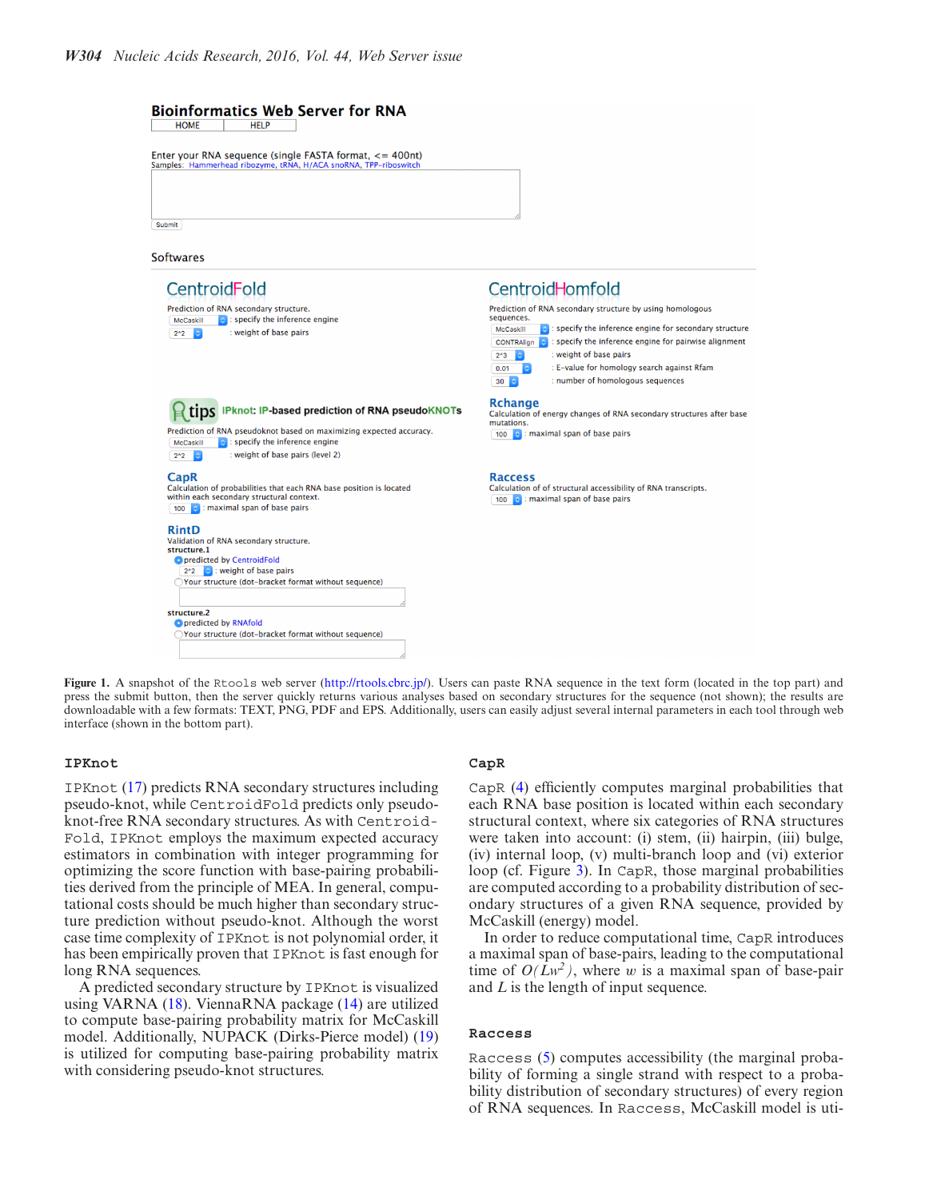Figure 1. A snapshot of the Rtools web server (http://rtools.cbrc.jp/). Users can paste RNA sequence in the text form (located in the top part) and press the submit button, then the server quickly returns various analyses based on secondary structures for the sequence (not shown); the results are downloadable with a few formats: TEXT, PNG, PDF and EPS. Additionally, users can easily adjust several internal parameters in each tool through web interface (shown in the bottom part).

## IPKnot

IPKnot (17) predicts RNA secondary structures including pseudo-knot, while CentroidFold predicts only pseudo-knot-free RNA secondary structures. As with CentroidFold, IPKnot employs the maximum expected accuracy estimators in combination with integer programming for optimizing the score function with base-pairing probabilities derived from the principle of MEA. In general, computational costs should be much higher than secondary structure prediction without pseudo-knot. Although the worst case time complexity of IPKnot is not polynomial order, it has been empirically proven that IPKnot is fast enough for long RNA sequences.

A predicted secondary structure by IPKnot is visualized using VARNA (18). ViennaRNA package (14) are utilized to compute base-pairing probability matrix for McCaskill model. Additionally, NUPACK (Dirks-Pierce model) (19) is utilized for computing base-pairing probability matrix with considering pseudo-knot structures.

## CapR

CapR (4) efficiently computes marginal probabilities that each RNA base position is located within each secondary structural context, where six categories of RNA structures were taken into account: (i) stem, (ii) hairpin, (iii) bulge, (iv) internal loop, (v) multi-branch loop and (vi) exterior loop (cf. Figure 3). In CapR, those marginal probabilities are computed according to a probability distribution of secondary structures of a given RNA sequence, provided by McCaskill (energy) model.

In order to reduce computational time, CapR introduces a maximal span of base-pairs, leading to the computational time of $O(Lw^2)$, where $w$ is a maximal span of base-pair and $L$ is the length of input sequence.

## Raccess

Raccess (5) computes accessibility (the marginal probability of forming a single strand with respect to a probability distribution of secondary structures) of every region of RNA sequences. In Raccess, McCaskill model is uti-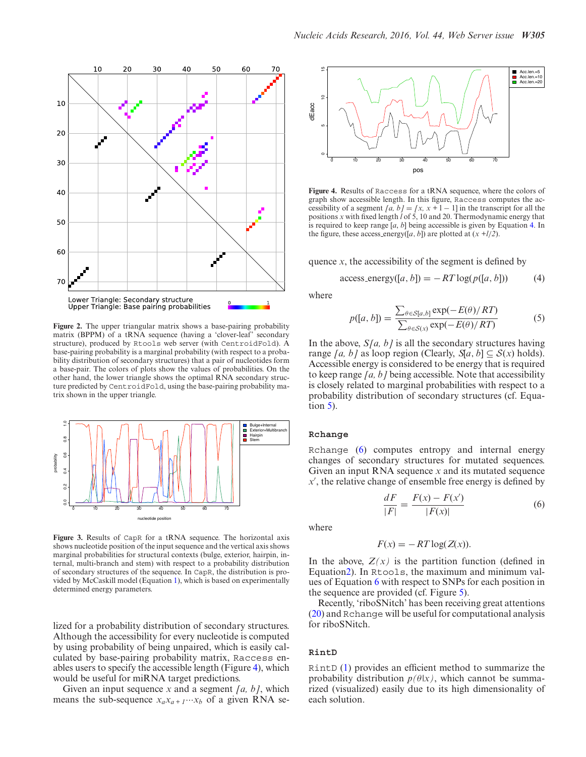**Figure 2.** The upper triangular matrix shows a base-pairing probability matrix (BPPM) of a tRNA sequence (having a 'clover-leaf' secondary structure), produced by `Rtools` web server (with `CentroidFold`). A base-pairing probability is a marginal probability (with respect to a probability distribution of secondary structures) that a pair of nucleotides form a base-pair. The colors of plots show the values of probabilities. On the other hand, the lower triangle shows the optimal RNA secondary structure predicted by `CentroidFold`, using the base-pairing probability matrix shown in the upper triangle.

**Figure 3.** Results of `CapR` for a tRNA sequence. The horizontal axis shows nucleotide position of the input sequence and the vertical axis shows marginal probabilities for structural contexts (bulge, exterior, hairpin, internal, multi-branch and stem) with respect to a probability distribution of secondary structures of the sequence. In `CapR`, the distribution is provided by McCaskill model (Equation 1), which is based on experimentally determined energy parameters.

lized for a probability distribution of secondary structures. Although the accessibility for every nucleotide is computed by using probability of being unpaired, which is easily calculated by base-pairing probability matrix, `Raccess` enables users to specify the accessible length (Figure 4), which would be useful for miRNA target predictions.

Given an input sequence $x$ and a segment $[a, b]$, which means the sub-sequence $x_a x_{a+1} \cdots x_b$ of a given RNA sequence $x$, the accessibility of the segment is defined by

**Figure 4.** Results of `Raccess` for a tRNA sequence, where the colors of graph show accessible length. In this figure, `Raccess` computes the accessibility of a segment $[a, b] = [x, x + l - 1]$ in the transcript for all the positions $x$ with fixed length $l$ of 5, 10 and 20. Thermodynamic energy that is required to keep range $[a, b]$ being accessible is given by Equation 4. In the figure, these access_energy($[a, b]$) are plotted at $(x + l/2)$.

$$\text{access\_energy}([a, b]) = -RT\log(p([a, b])) \tag{4}$$

where

$$p([a, b]) = \frac{\sum_{\theta \in S[a,b]} \exp(-E(\theta)/RT)}{\sum_{\theta \in S(x)} \exp(-E(\theta)/RT)} \tag{5}$$

In the above, $S[a, b]$ is all the secondary structures having range $[a, b]$ as loop region (Clearly, $S[a, b] \subseteq S(x)$ holds). Accessible energy is considered to be energy that is required to keep range $[a, b]$ being accessible. Note that accessibility is closely related to marginal probabilities with respect to a probability distribution of secondary structures (cf. Equation 5).

### Rchange

`Rchange` (6) computes entropy and internal energy changes of secondary structures for mutated sequences. Given an input RNA sequence $x$ and its mutated sequence $x'$, the relative change of ensemble free energy is defined by

$$\frac{dF}{|F|} = \frac{F(x) - F(x')}{|F(x)|} \tag{6}$$

where

$$F(x) = -RT\log(Z(x)).$$

In the above, $Z(x)$ is the partition function (defined in Equation2). In `Rtools`, the maximum and minimum values of Equation 6 with respect to SNPs for each position in the sequence are provided (cf. Figure 5).

Recently, 'riboSNitch' has been receiving great attentions (20) and `Rchange` will be useful for computational analysis for riboSNitch.

### RintD

`RintD` (1) provides an efficient method to summarize the probability distribution $p(\theta|x)$, which cannot be summarized (visualized) easily due to its high dimensionality of each solution.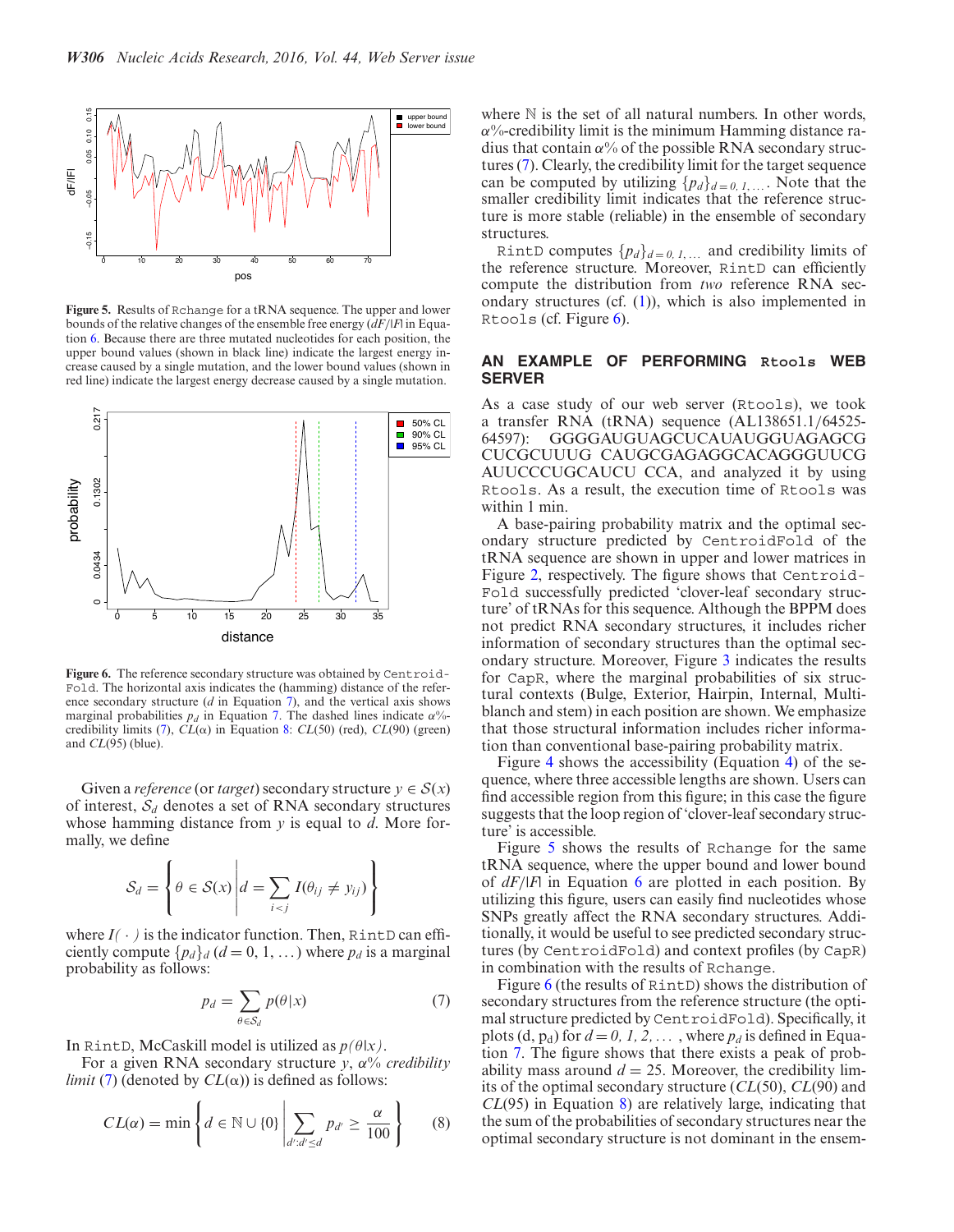Figure 5. Results of Rchange for a tRNA sequence. The upper and lower bounds of the relative changes of the ensemble free energy ($dF/|F|$ in Equation 6. Because there are three mutated nucleotides for each position, the upper bound values (shown in black line) indicate the largest energy increase caused by a single mutation, and the lower bound values (shown in red line) indicate the largest energy decrease caused by a single mutation.

Figure 6. The reference secondary structure was obtained by CentroidFold. The horizontal axis indicates the (hamming) distance of the reference secondary structure ($d$ in Equation 7), and the vertical axis shows marginal probabilities $p_d$ in Equation 7. The dashed lines indicate $\alpha$%-credibility limits (7), $CL(\alpha)$ in Equation 8: $CL(50)$ (red), $CL(90)$ (green) and $CL(95)$ (blue).

Given a *reference* (or *target*) secondary structure $y \in \mathcal{S}(x)$ of interest, $\mathcal{S}_d$ denotes a set of RNA secondary structures whose hamming distance from $y$ is equal to $d$. More formally, we define

$$\mathcal{S}_d = \left\{ \theta \in \mathcal{S}(x) \middle| d = \sum_{i<j} I(\theta_{ij} \neq y_{ij}) \right\}$$

where $I(\cdot)$ is the indicator function. Then, RintD can efficiently compute $\{p_d\}_d$ ($d = 0, 1, \ldots$) where $p_d$ is a marginal probability as follows:

$$p_d = \sum_{\theta \in \mathcal{S}_d} p(\theta|x) \tag{7}$$

In RintD, McCaskill model is utilized as $p(\theta|x)$.

For a given RNA secondary structure $y$, $\alpha$% *credibility limit* (7) (denoted by $CL(\alpha)$) is defined as follows:

$$CL(\alpha) = \min \left\{ d \in \mathbb{N} \cup \{0\} \middle| \sum_{d':d' \leq d} p_{d'} \geq \frac{\alpha}{100} \right\} \tag{8}$$

where $\mathbb{N}$ is the set of all natural numbers. In other words, $\alpha$%-credibility limit is the minimum Hamming distance radius that contain $\alpha$% of the possible RNA secondary structures (7). Clearly, the credibility limit for the target sequence can be computed by utilizing $\{p_d\}_{d=0, 1, \ldots}$. Note that the smaller credibility limit indicates that the reference structure is more stable (reliable) in the ensemble of secondary structures.

RintD computes $\{p_d\}_{d=0, 1, \ldots}$ and credibility limits of the reference structure. Moreover, RintD can efficiently compute the distribution from *two* reference RNA secondary structures (cf. (1)), which is also implemented in Rtools (cf. Figure 6).

## AN EXAMPLE OF PERFORMING Rtools WEB SERVER

As a case study of our web server (Rtools), we took a transfer RNA (tRNA) sequence (AL138651.1/64525-64597): GGGGAUGUAGCUCAUAUGGUAGAGCG CUCGCUUUG CAUGCGAGAGGCACAGGGUUCG AUUCCCUGCAUCU CCA, and analyzed it by using Rtools. As a result, the execution time of Rtools was within 1 min.

A base-pairing probability matrix and the optimal secondary structure predicted by CentroidFold of the tRNA sequence are shown in upper and lower matrices in Figure 2, respectively. The figure shows that CentroidFold successfully predicted 'clover-leaf secondary structure' of tRNAs for this sequence. Although the BPPM does not predict RNA secondary structures, it includes richer information of secondary structures than the optimal secondary structure. Moreover, Figure 3 indicates the results for CapR, where the marginal probabilities of six structural contexts (Bulge, Exterior, Hairpin, Internal, Multiblanch and stem) in each position are shown. We emphasize that those structural information includes richer information than conventional base-pairing probability matrix.

Figure 4 shows the accessibility (Equation 4) of the sequence, where three accessible lengths are shown. Users can find accessible region from this figure; in this case the figure suggests that the loop region of 'clover-leaf secondary structure' is accessible.

Figure 5 shows the results of Rchange for the same tRNA sequence, where the upper bound and lower bound of $dF/|F|$ in Equation 6 are plotted in each position. By utilizing this figure, users can easily find nucleotides whose SNPs greatly affect the RNA secondary structures. Additionally, it would be useful to see predicted secondary structures (by CentroidFold) and context profiles (by CapR) in combination with the results of Rchange.

Figure 6 (the results of RintD) shows the distribution of secondary structures from the reference structure (the optimal structure predicted by CentroidFold). Specifically, it plots (d, $p_d$) for $d = 0, 1, 2, \ldots$ , where $p_d$ is defined in Equation 7. The figure shows that there exists a peak of probability mass around $d = 25$. Moreover, the credibility limits of the optimal secondary structure ($CL(50)$, $CL(90)$ and $CL(95)$ in Equation 8) are relatively large, indicating that the sum of the probabilities of secondary structures near the optimal secondary structure is not dominant in the ensem-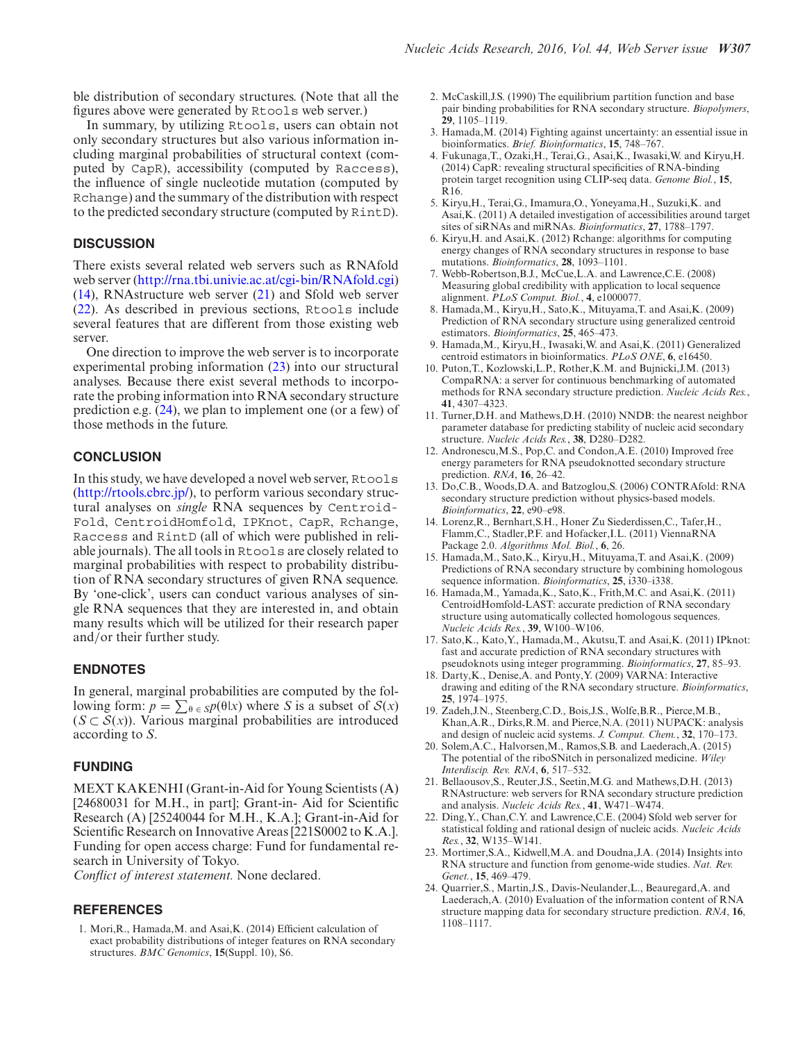ble distribution of secondary structures. (Note that all the figures above were generated by Rtools web server.)

In summary, by utilizing Rtools, users can obtain not only secondary structures but also various information including marginal probabilities of structural context (computed by CapR), accessibility (computed by Raccess), the influence of single nucleotide mutation (computed by Rchange) and the summary of the distribution with respect to the predicted secondary structure (computed by RintD).

## DISCUSSION

There exists several related web servers such as RNAfold web server (http://rna.tbi.univie.ac.at/cgi-bin/RNAfold.cgi) (14), RNAstructure web server (21) and Sfold web server (22). As described in previous sections, Rtools include several features that are different from those existing web server.

One direction to improve the web server is to incorporate experimental probing information (23) into our structural analyses. Because there exist several methods to incorporate the probing information into RNA secondary structure prediction e.g. (24), we plan to implement one (or a few) of those methods in the future.

## CONCLUSION

In this study, we have developed a novel web server, Rtools (http://rtools.cbrc.jp/), to perform various secondary structural analyses on *single* RNA sequences by CentroidFold, CentroidHomfold, IPKnot, CapR, Rchange, Raccess and RintD (all of which were published in reliable journals). The all tools in Rtools are closely related to marginal probabilities with respect to probability distribution of RNA secondary structures of given RNA sequence. By 'one-click', users can conduct various analyses of single RNA sequences that they are interested in, and obtain many results which will be utilized for their research paper and/or their further study.

## ENDNOTES

In general, marginal probabilities are computed by the following form: $p = \sum_{\theta \in S} p(\theta|x)$ where $S$ is a subset of $\mathcal{S}(x)$ ($S \subset \mathcal{S}(x)$). Various marginal probabilities are introduced according to $S$.

## FUNDING

MEXT KAKENHI (Grant-in-Aid for Young Scientists (A) [24680031 for M.H., in part]; Grant-in- Aid for Scientific Research (A) [25240044 for M.H., K.A.]; Grant-in-Aid for Scientific Research on Innovative Areas [221S0002 to K.A.]. Funding for open access charge: Fund for fundamental research in University of Tokyo.

*Conflict of interest statement.* None declared.

## REFERENCES

1. Mori,R., Hamada,M. and Asai,K. (2014) Efficient calculation of exact probability distributions of integer features on RNA secondary structures. *BMC Genomics*, **15**(Suppl. 10), S6.
2. McCaskill,J.S. (1990) The equilibrium partition function and base pair binding probabilities for RNA secondary structure. *Biopolymers*, **29**, 1105–1119.
3. Hamada,M. (2014) Fighting against uncertainty: an essential issue in bioinformatics. *Brief. Bioinformatics*, **15**, 748–767.
4. Fukunaga,T., Ozaki,H., Terai,G., Asai,K., Iwasaki,W. and Kiryu,H. (2014) CapR: revealing structural specificities of RNA-binding protein target recognition using CLIP-seq data. *Genome Biol.*, **15**, R16.
5. Kiryu,H., Terai,G., Imamura,O., Yoneyama,H., Suzuki,K. and Asai,K. (2011) A detailed investigation of accessibilities around target sites of siRNAs and miRNAs. *Bioinformatics*, **27**, 1788–1797.
6. Kiryu,H. and Asai,K. (2012) Rchange: algorithms for computing energy changes of RNA secondary structures in response to base mutations. *Bioinformatics*, **28**, 1093–1101.
7. Webb-Robertson,B.J., McCue,L.A. and Lawrence,C.E. (2008) Measuring global credibility with application to local sequence alignment. *PLoS Comput. Biol.*, **4**, e1000077.
8. Hamada,M., Kiryu,H., Sato,K., Mituyama,T. and Asai,K. (2009) Prediction of RNA secondary structure using generalized centroid estimators. *Bioinformatics*, **25**, 465–473.
9. Hamada,M., Kiryu,H., Iwasaki,W. and Asai,K. (2011) Generalized centroid estimators in bioinformatics. *PLoS ONE*, **6**, e16450.
10. Puton,T., Kozlowski,L.P., Rother,K.M. and Bujnicki,J.M. (2013) CompaRNA: a server for continuous benchmarking of automated methods for RNA secondary structure prediction. *Nucleic Acids Res.*, **41**, 4307–4323.
11. Turner,D.H. and Mathews,D.H. (2010) NNDB: the nearest neighbor parameter database for predicting stability of nucleic acid secondary structure. *Nucleic Acids Res.*, **38**, D280–D282.
12. Andronescu,M.S., Pop,C. and Condon,A.E. (2010) Improved free energy parameters for RNA pseudoknotted secondary structure prediction. *RNA*, **16**, 26–42.
13. Do,C.B., Woods,D.A. and Batzoglou,S. (2006) CONTRAfold: RNA secondary structure prediction without physics-based models. *Bioinformatics*, **22**, e90–e98.
14. Lorenz,R., Bernhart,S.H., Honer Zu Siederdissen,C., Tafer,H., Flamm,C., Stadler,P.F. and Hofacker,I.L. (2011) ViennaRNA Package 2.0. *Algorithms Mol. Biol.*, **6**, 26.
15. Hamada,M., Sato,K., Kiryu,H., Mituyama,T. and Asai,K. (2009) Predictions of RNA secondary structure by combining homologous sequence information. *Bioinformatics*, **25**, i330–i338.
16. Hamada,M., Yamada,K., Sato,K., Frith,M.C. and Asai,K. (2011) CentroidHomfold-LAST: accurate prediction of RNA secondary structure using automatically collected homologous sequences. *Nucleic Acids Res.*, **39**, W100–W106.
17. Sato,K., Kato,Y., Hamada,M., Akutsu,T. and Asai,K. (2011) IPknot: fast and accurate prediction of RNA secondary structures with pseudoknots using integer programming. *Bioinformatics*, **27**, 85–93.
18. Darty,K., Denise,A. and Ponty,Y. (2009) VARNA: Interactive drawing and editing of the RNA secondary structure. *Bioinformatics*, **25**, 1974–1975.
19. Zadeh,J.N., Steenberg,C.D., Bois,J.S., Wolfe,B.R., Pierce,M.B., Khan,A.R., Dirks,R.M. and Pierce,N.A. (2011) NUPACK: analysis and design of nucleic acid systems. *J. Comput. Chem.*, **32**, 170–173.
20. Solem,A.C., Halvorsen,M., Ramos,S.B. and Laederach,A. (2015) The potential of the riboSNitch in personalized medicine. *Wiley Interdiscip. Rev. RNA*, **6**, 517–532.
21. Bellaousov,S., Reuter,J.S., Seetin,M.G. and Mathews,D.H. (2013) RNAstructure: web servers for RNA secondary structure prediction and analysis. *Nucleic Acids Res.*, **41**, W471–W474.
22. Ding,Y., Chan,C.Y. and Lawrence,C.E. (2004) Sfold web server for statistical folding and rational design of nucleic acids. *Nucleic Acids Res.*, **32**, W135–W141.
23. Mortimer,S.A., Kidwell,M.A. and Doudna,J.A. (2014) Insights into RNA structure and function from genome-wide studies. *Nat. Rev. Genet.*, **15**, 469–479.
24. Quarrier,S., Martin,J.S., Davis-Neulander,L., Beauregard,A. and Laederach,A. (2010) Evaluation of the information content of RNA structure mapping data for secondary structure prediction. *RNA*, **16**, 1108–1117.